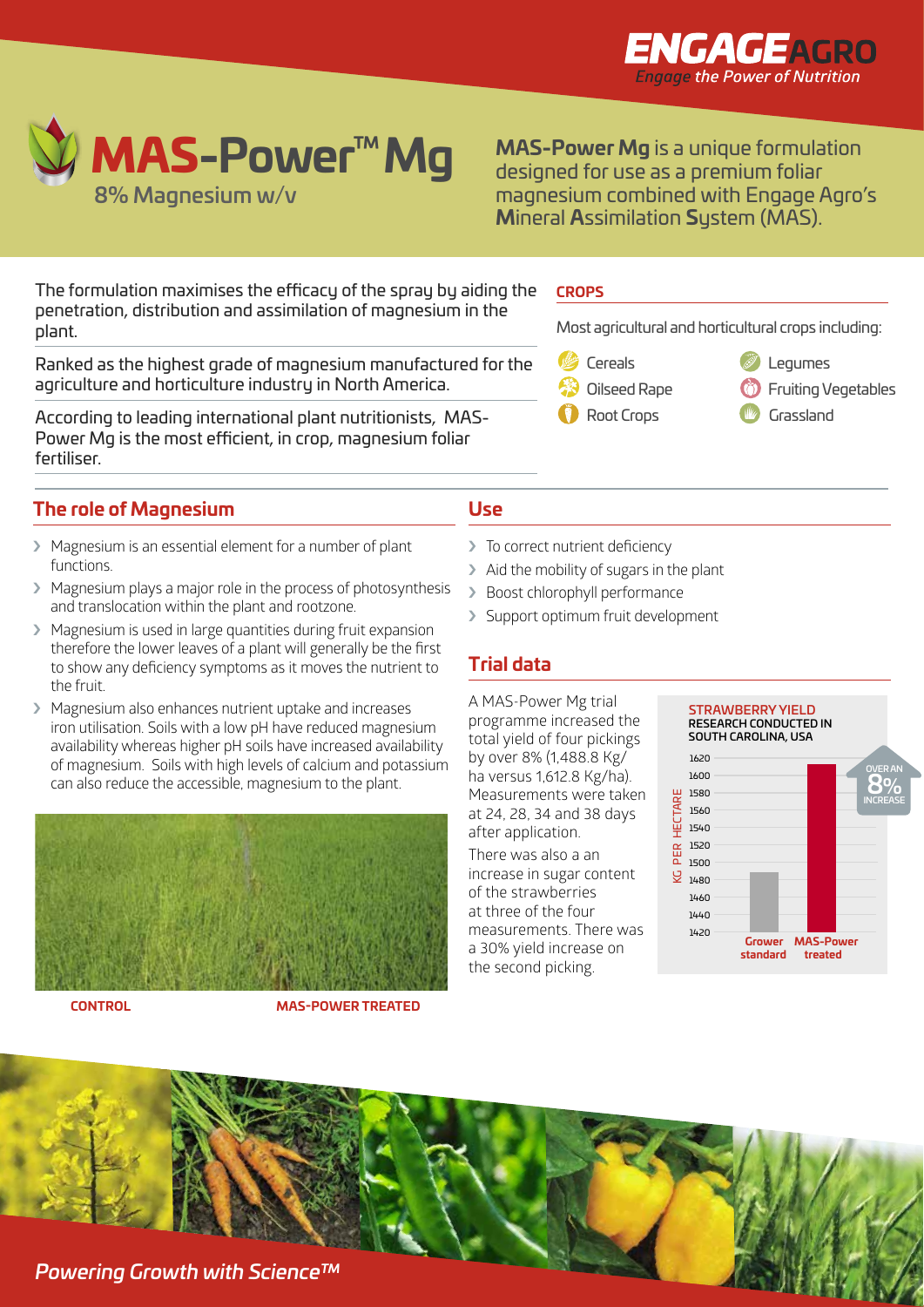**ENGAGE AGRO**

*Engage the Power of Nutrition*

# MAS-Power™ Mg

8% Magnesium w/v

**MAS-Power Mg** is a unique formulation designed for use as a premium foliar magnesium combined with Engage Agro's **M**ineral **A**ssimilation **S**ystem (MAS).

The formulation maximises the efficacy of the spray by aiding the penetration, distribution and assimilation of magnesium in the plant.

Ranked as the highest grade of magnesium manufactured for the agriculture and horticulture industry in North America.

According to leading international plant nutritionists, MAS-Power Mg is the most efficient, in crop, magnesium foliar fertiliser.

### CROPS

Most agricultural and horticultural crops including:

- Cereals
- Oilseed Rape
- Root Crops
- Legumes
- Fruiting Vegetables
- Grassland

## The role of Magnesium

- Magnesium is an essential element for a number of plant functions.
- Magnesium plays a major role in the process of photosynthesis and translocation within the plant and rootzone.
- Magnesium is used in large quantities during fruit expansion therefore the lower leaves of a plant will generally be the first to show any deficiency symptoms as it moves the nutrient to the fruit.
- Magnesium also enhances nutrient uptake and increases iron utilisation. Soils with a low pH have reduced magnesium availability whereas higher pH soils have increased availability of magnesium. Soils with high levels of calcium and potassium can also reduce the accessible, magnesium to the plant.

**CONTROL** **MAS-POWER TREATED**

## Use

- To correct nutrient deficiency
- Aid the mobility of sugars in the plant
- Boost chlorophyll performance
- Support optimum fruit development

## Trial data

A MAS-Power Mg trial programme increased the total yield of four pickings by over 8% (1,488.8 Kg/ha versus 1,612.8 Kg/ha). Measurements were taken at 24, 28, 34 and 38 days after application.

There was also a an increase in sugar content of the strawberries at three of the four measurements. There was a 30% yield increase on the second picking.

**STRAWBERRY YIELD**
**RESEARCH CONDUCTED IN SOUTH CAROLINA, USA**

| | KG PER HECTARE |
|---|---|
| Grower standard | 1,488.8 |
| MAS-Power treated | 1,612.8 |

OVER AN 8% INCREASE

*Powering Growth with Science™*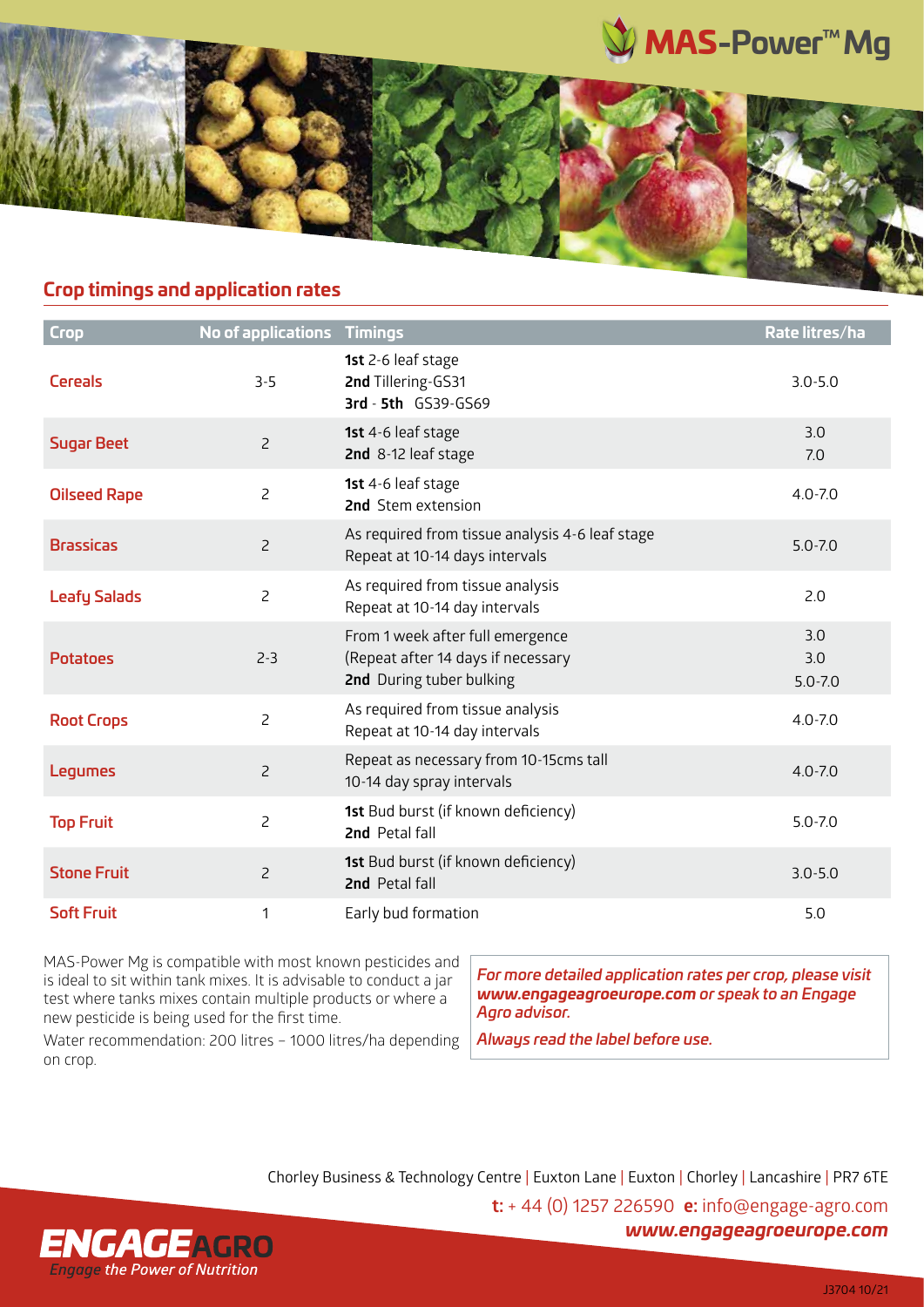# MAS-Power™ Mg

## Crop timings and application rates

| Crop | No of applications | Timings | Rate litres/ha |
|---|---|---|---|
| **Cereals** | 3-5 | **1st** 2-6 leaf stage<br>**2nd** Tillering-GS31<br>**3rd - 5th** GS39-GS69 | 3.0-5.0 |
| **Sugar Beet** | 2 | **1st** 4-6 leaf stage<br>**2nd** 8-12 leaf stage | 3.0<br>7.0 |
| **Oilseed Rape** | 2 | **1st** 4-6 leaf stage<br>**2nd** Stem extension | 4.0-7.0 |
| **Brassicas** | 2 | As required from tissue analysis 4-6 leaf stage<br>Repeat at 10-14 days intervals | 5.0-7.0 |
| **Leafy Salads** | 2 | As required from tissue analysis<br>Repeat at 10-14 day intervals | 2.0 |
| **Potatoes** | 2-3 | From 1 week after full emergence<br>(Repeat after 14 days if necessary<br>**2nd** During tuber bulking | 3.0<br>3.0<br>5.0-7.0 |
| **Root Crops** | 2 | As required from tissue analysis<br>Repeat at 10-14 day intervals | 4.0-7.0 |
| **Legumes** | 2 | Repeat as necessary from 10-15cms tall<br>10-14 day spray intervals | 4.0-7.0 |
| **Top Fruit** | 2 | **1st** Bud burst (if known deficiency)<br>**2nd** Petal fall | 5.0-7.0 |
| **Stone Fruit** | 2 | **1st** Bud burst (if known deficiency)<br>**2nd** Petal fall | 3.0-5.0 |
| **Soft Fruit** | 1 | Early bud formation | 5.0 |

MAS-Power Mg is compatible with most known pesticides and is ideal to sit within tank mixes. It is advisable to conduct a jar test where tanks mixes contain multiple products or where a new pesticide is being used for the first time.

Water recommendation: 200 litres – 1000 litres/ha depending on crop.

***For more detailed application rates per crop, please visit www.engageagroeurope.com or speak to an Engage Agro advisor.***

***Always read the label before use.***

Chorley Business & Technology Centre | Euxton Lane | Euxton | Chorley | Lancashire | PR7 6TE

**t:** + 44 (0) 1257 226590 **e:** info@engage-agro.com

***www.engageagroeurope.com***

**ENGAGE AGRO**
*Engage the Power of Nutrition*

J3704 10/21